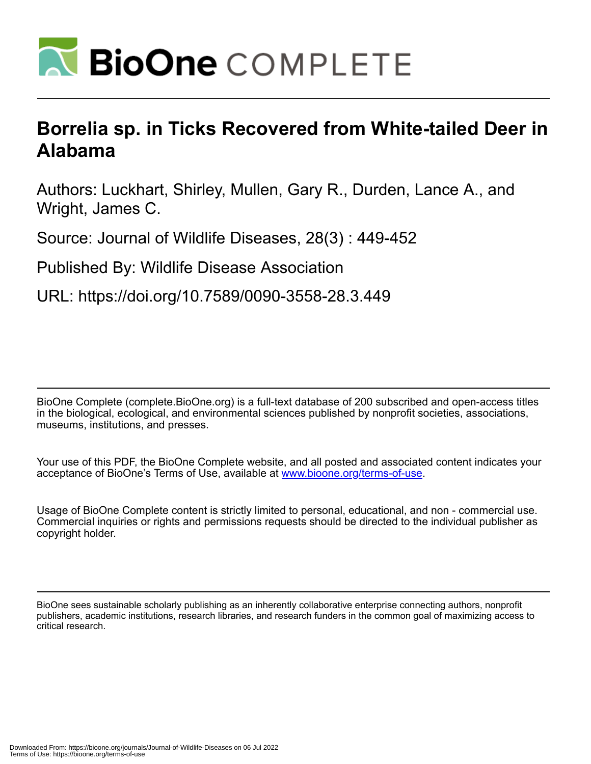# Borrelia sp. in Ticks Recovered from White-tailed Deer in Alabama

Authors: Luckhart, Shirley, Mullen, Gary R., Durden, Lance A., and Wright, James C.

Source: Journal of Wildlife Diseases, 28(3) : 449-452

Published By: Wildlife Disease Association

URL: https://doi.org/10.7589/0090-3558-28.3.449

BioOne Complete (complete.BioOne.org) is a full-text database of 200 subscribed and open-access titles in the biological, ecological, and environmental sciences published by nonprofit societies, associations, museums, institutions, and presses.

Your use of this PDF, the BioOne Complete website, and all posted and associated content indicates your acceptance of BioOne's Terms of Use, available at www.bioone.org/terms-of-use.

Usage of BioOne Complete content is strictly limited to personal, educational, and non - commercial use. Commercial inquiries or rights and permissions requests should be directed to the individual publisher as copyright holder.

BioOne sees sustainable scholarly publishing as an inherently collaborative enterprise connecting authors, nonprofit publishers, academic institutions, research libraries, and research funders in the common goal of maximizing access to critical research.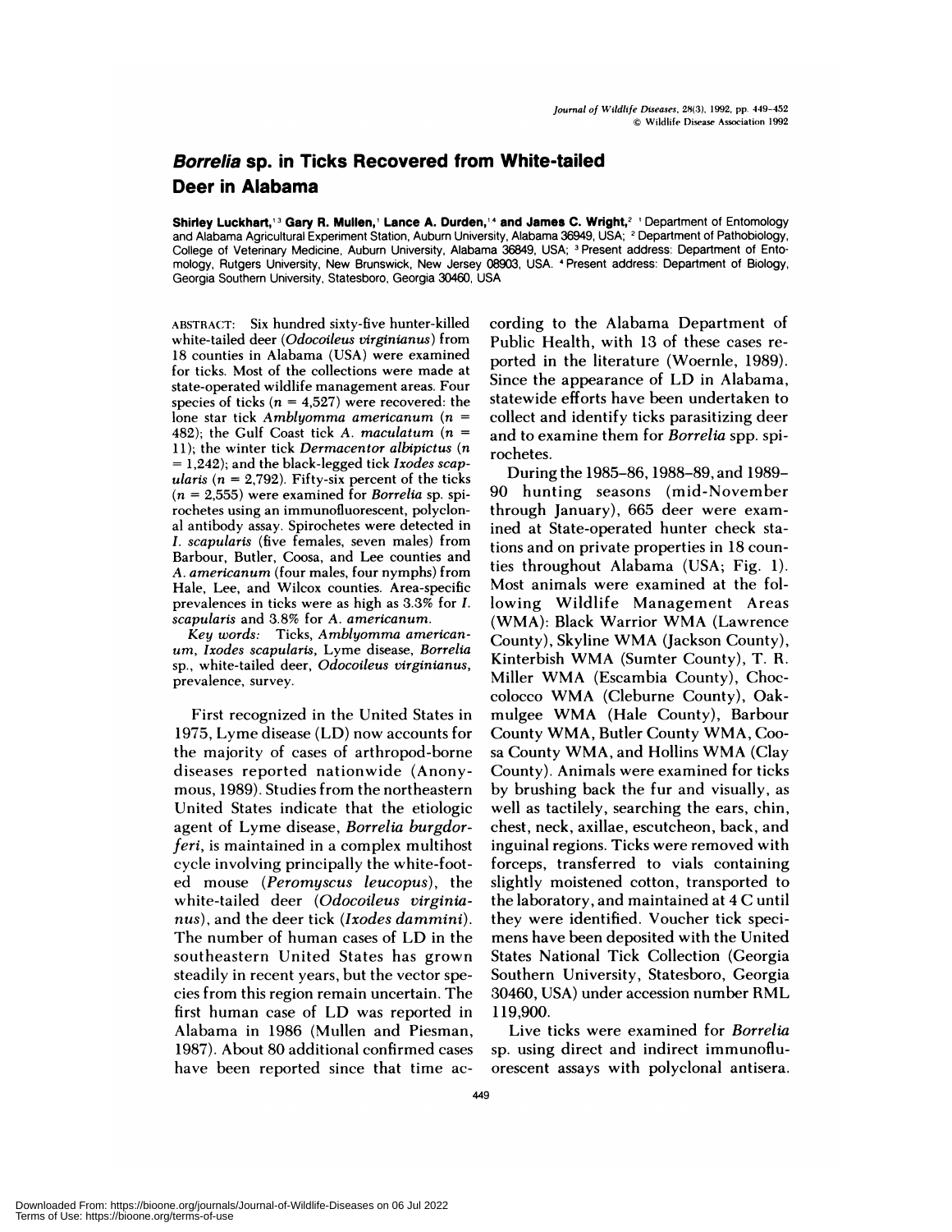# *Borrelia* sp. in Ticks Recovered from White-tailed Deer in Alabama

**Shirley Luckhart,[1,3] Gary R. Mullen,[1] Lance A. Durden,[1,4] and James C. Wright,[2]** [1] Department of Entomology and Alabama Agricultural Experiment Station, Auburn University, Alabama 36949, USA; [2] Department of Pathobiology, College of Veterinary Medicine, Auburn University, Alabama 36849, USA; [3] Present address: Department of Entomology, Rutgers University, New Brunswick, New Jersey 08903, USA. [4] Present address: Department of Biology, Georgia Southern University, Statesboro, Georgia 30460, USA

ABSTRACT: Six hundred sixty-five hunter-killed white-tailed deer (*Odocoileus virginianus*) from 18 counties in Alabama (USA) were examined for ticks. Most of the collections were made at state-operated wildlife management areas. Four species of ticks ($n = 4{,}527$) were recovered: the lone star tick *Amblyomma americanum* ($n = 482$); the Gulf Coast tick *A. maculatum* ($n = 11$); the winter tick *Dermacentor albipictus* ($n = 1{,}242$); and the black-legged tick *Ixodes scapularis* ($n = 2{,}792$). Fifty-six percent of the ticks ($n = 2{,}555$) were examined for *Borrelia* sp. spirochetes using an immunofluorescent, polyclonal antibody assay. Spirochetes were detected in *I. scapularis* (five females, seven males) from Barbour, Butler, Coosa, and Lee counties and *A. americanum* (four males, four nymphs) from Hale, Lee, and Wilcox counties. Area-specific prevalences in ticks were as high as 3.3% for *I. scapularis* and 3.8% for *A. americanum*.

*Key words:* Ticks, *Amblyomma americanum*, *Ixodes scapularis*, Lyme disease, *Borrelia* sp., white-tailed deer, *Odocoileus virginianus*, prevalence, survey.

First recognized in the United States in 1975, Lyme disease (LD) now accounts for the majority of cases of arthropod-borne diseases reported nationwide (Anonymous, 1989). Studies from the northeastern United States indicate that the etiologic agent of Lyme disease, *Borrelia burgdorferi*, is maintained in a complex multihost cycle involving principally the white-footed mouse (*Peromyscus leucopus*), the white-tailed deer (*Odocoileus virginianus*), and the deer tick (*Ixodes dammini*). The number of human cases of LD in the southeastern United States has grown steadily in recent years, but the vector species from this region remain uncertain. The first human case of LD was reported in Alabama in 1986 (Mullen and Piesman, 1987). About 80 additional confirmed cases have been reported since that time according to the Alabama Department of Public Health, with 13 of these cases reported in the literature (Woernle, 1989). Since the appearance of LD in Alabama, statewide efforts have been undertaken to collect and identify ticks parasitizing deer and to examine them for *Borrelia* spp. spirochetes.

During the 1985–86, 1988–89, and 1989–90 hunting seasons (mid-November through January), 665 deer were examined at State-operated hunter check stations and on private properties in 18 counties throughout Alabama (USA; Fig. 1). Most animals were examined at the following Wildlife Management Areas (WMA): Black Warrior WMA (Lawrence County), Skyline WMA (Jackson County), Kinterbish WMA (Sumter County), T. R. Miller WMA (Escambia County), Choccolocco WMA (Cleburne County), Oakmulgee WMA (Hale County), Barbour County WMA, Butler County WMA, Coosa County WMA, and Hollins WMA (Clay County). Animals were examined for ticks by brushing back the fur and visually, as well as tactilely, searching the ears, chin, chest, neck, axillae, escutcheon, back, and inguinal regions. Ticks were removed with forceps, transferred to vials containing slightly moistened cotton, transported to the laboratory, and maintained at 4 C until they were identified. Voucher tick specimens have been deposited with the United States National Tick Collection (Georgia Southern University, Statesboro, Georgia 30460, USA) under accession number RML 119,900.

Live ticks were examined for *Borrelia* sp. using direct and indirect immunofluorescent assays with polyclonal antisera.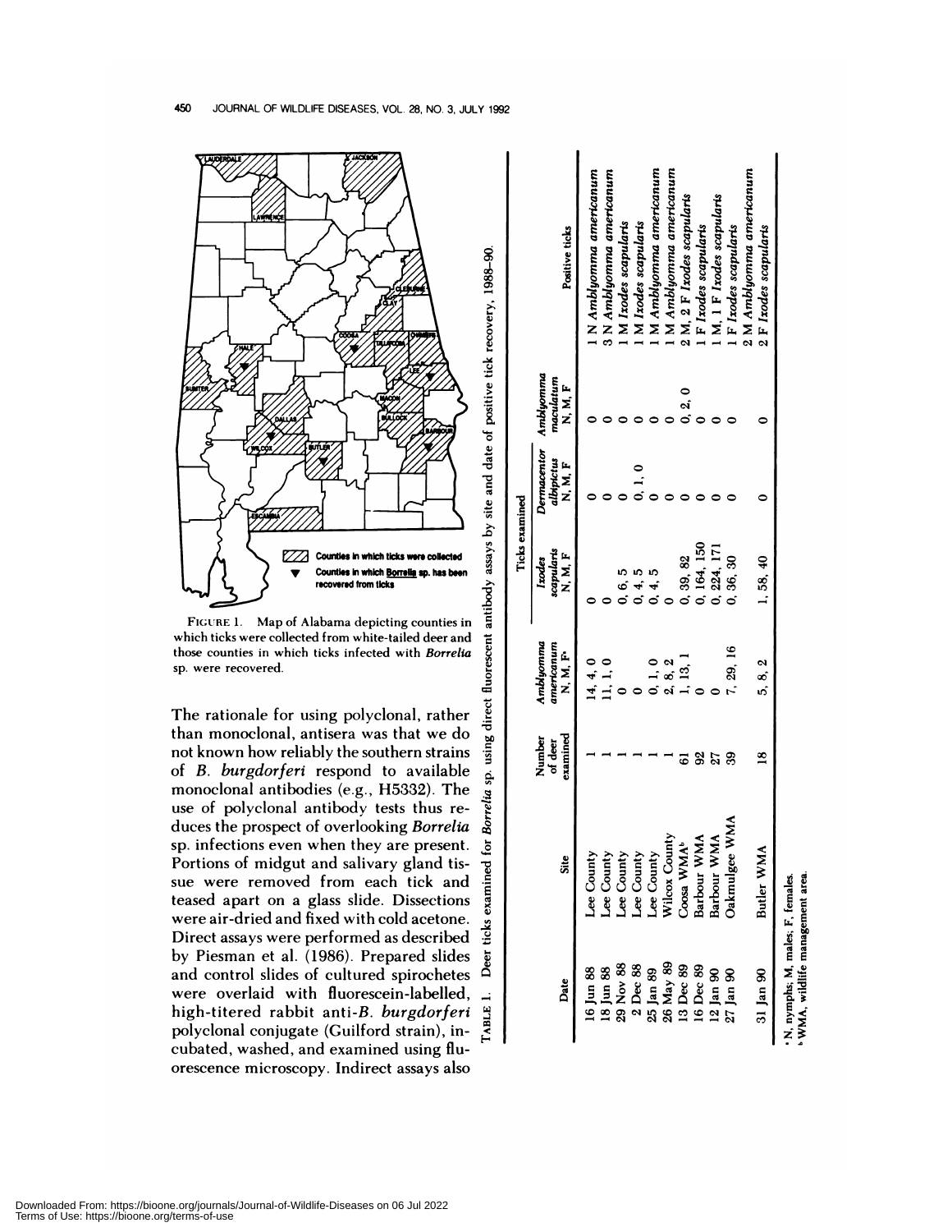FIGURE 1. Map of Alabama depicting counties in which ticks were collected from white-tailed deer and those counties in which ticks infected with *Borrelia* sp. were recovered.

The rationale for using polyclonal, rather than monoclonal, antisera was that we do not known how reliably the southern strains of *B. burgdorferi* respond to available monoclonal antibodies (e.g., H5332). The use of polyclonal antibody tests thus reduces the prospect of overlooking *Borrelia* sp. infections even when they are present. Portions of midgut and salivary gland tissue were removed from each tick and teased apart on a glass slide. Dissections were air-dried and fixed with cold acetone. Direct assays were performed as described by Piesman et al. (1986). Prepared slides and control slides of cultured spirochetes were overlaid with fluorescein-labelled, high-titered rabbit anti-*B. burgdorferi* polyclonal conjugate (Guilford strain), incubated, washed, and examined using fluorescence microscopy. Indirect assays also

TABLE 1. Deer ticks examined for *Borrelia* sp. using direct fluorescent antibody assays by site and date of positive tick recovery, 1988–90.

| Date | Site | Number of deer examined | Ticks examined | | | | Positive ticks |
|---|---|---|---|---|---|---|---|
| | | | *Amblyomma americanum* N, M, F[a] | *Ixodes scapularis* N, M, F | *Dermacentor albipictus* N, M, F | *Amblyomma maculatum* N, M, F | |
| 16 Jun 88 | Lee County | 1 | 14, 4, 0 | 0 | 0 | 0 | 1 N *Amblyomma americanum* |
| 18 Jun 88 | Lee County | 1 | 11, 1, 0 | 0 | 0 | 0 | 3 N *Amblyomma americanum* |
| 29 Nov 88 | Lee County | 1 | 0 | 0, 6, 5 | 0 | 0 | 1 M *Ixodes scapularis* |
| 2 Dec 88 | Lee County | 1 | 0 | 0, 4, 5 | 0, 1, 0 | 0 | 1 M *Ixodes scapularis* |
| 25 Jan 89 | Lee County | 1 | 0, 1, 0 | 0, 4, 5 | 0 | 0 | 1 M *Ixodes scapularis* |
| 26 May 89 | Wilcox County | 1 | 2, 8, 2 | 0 | 0 | 0 | 1 M *Amblyomma americanum* |
| 13 Dec 89 | Coosa WMA[b] | 61 | 1, 13, 1 | 0, 39, 82 | 0 | 0, 2, 0 | 1 M *Amblyomma americanum* |
| 16 Dec 89 | Barbour WMA | 92 | 0 | 0, 164, 150 | 0 | 0 | 2 M, 2 F *Ixodes scapularis* |
| 12 Jan 90 | Barbour WMA | 27 | 0 | 0, 224, 171 | 0 | 0 | 1 F *Ixodes scapularis* |
| 27 Jan 90 | Oakmulgee WMA | 39 | 7, 29, 16 | 0, 36, 30 | 0 | 0 | 1 M, 1 F *Ixodes scapularis* |
| | | | | | | | 1 F *Ixodes scapularis* |
| 31 Jan 90 | Butler WMA | 18 | 5, 8, 2 | 1, 58, 40 | 0 | 0 | 2 M *Amblyomma americanum* |
| | | | | | | | 2 F *Ixodes scapularis* |

[a] N, nymphs; M, males; F, females.
[b] WMA, wildlife management area.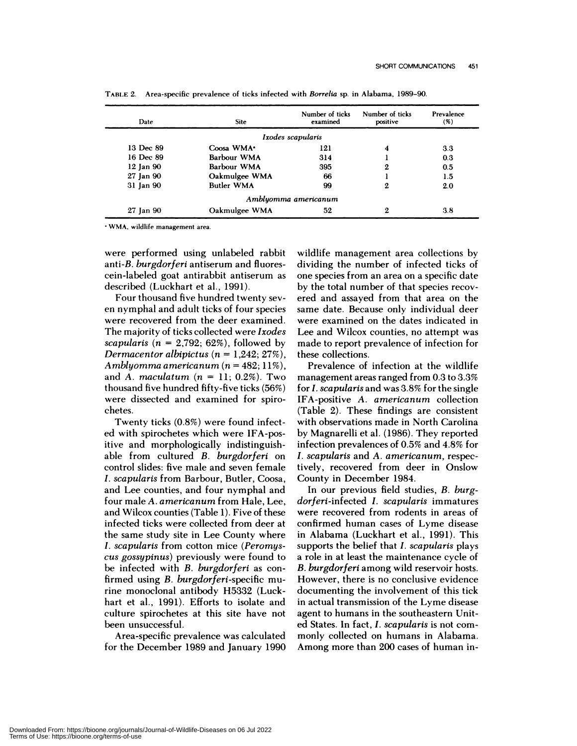TABLE 2. Area-specific prevalence of ticks infected with *Borrelia* sp. in Alabama, 1989–90.

| Date | Site | Number of ticks examined | Number of ticks positive | Prevalence (%) |
|---|---|---|---|---|
| | | *Ixodes scapularis* | | |
| 13 Dec 89 | Coosa WMA[a] | 121 | 4 | 3.3 |
| 16 Dec 89 | Barbour WMA | 314 | 1 | 0.3 |
| 12 Jan 90 | Barbour WMA | 395 | 2 | 0.5 |
| 27 Jan 90 | Oakmulgee WMA | 66 | 1 | 1.5 |
| 31 Jan 90 | Butler WMA | 99 | 2 | 2.0 |
| | | *Amblyomma americanum* | | |
| 27 Jan 90 | Oakmulgee WMA | 52 | 2 | 3.8 |

[a] WMA, wildlife management area.

were performed using unlabeled rabbit anti-*B. burgdorferi* antiserum and fluorescein-labeled goat antirabbit antiserum as described (Luckhart et al., 1991).

Four thousand five hundred twenty seven nymphal and adult ticks of four species were recovered from the deer examined. The majority of ticks collected were *Ixodes scapularis* ($n = 2{,}792$; 62%), followed by *Dermacentor albipictus* ($n = 1{,}242$; 27%), *Amblyomma americanum* ($n = 482$; 11%), and *A. maculatum* ($n = 11$; 0.2%). Two thousand five hundred fifty-five ticks (56%) were dissected and examined for spirochetes.

Twenty ticks (0.8%) were found infected with spirochetes which were IFA-positive and morphologically indistinguishable from cultured *B. burgdorferi* on control slides: five male and seven female *I. scapularis* from Barbour, Butler, Coosa, and Lee counties, and four nymphal and four male *A. americanum* from Hale, Lee, and Wilcox counties (Table 1). Five of these infected ticks were collected from deer at the same study site in Lee County where *I. scapularis* from cotton mice (*Peromyscus gossypinus*) previously were found to be infected with *B. burgdorferi* as confirmed using *B. burgdorferi*-specific murine monoclonal antibody H5332 (Luckhart et al., 1991). Efforts to isolate and culture spirochetes at this site have not been unsuccessful.

Area-specific prevalence was calculated for the December 1989 and January 1990 wildlife management area collections by dividing the number of infected ticks of one species from an area on a specific date by the total number of that species recovered and assayed from that area on the same date. Because only individual deer were examined on the dates indicated in Lee and Wilcox counties, no attempt was made to report prevalence of infection for these collections.

Prevalence of infection at the wildlife management areas ranged from 0.3 to 3.3% for *I. scapularis* and was 3.8% for the single IFA-positive *A. americanum* collection (Table 2). These findings are consistent with observations made in North Carolina by Magnarelli et al. (1986). They reported infection prevalences of 0.5% and 4.8% for *I. scapularis* and *A. americanum*, respectively, recovered from deer in Onslow County in December 1984.

In our previous field studies, *B. burgdorferi*-infected *I. scapularis* immatures were recovered from rodents in areas of confirmed human cases of Lyme disease in Alabama (Luckhart et al., 1991). This supports the belief that *I. scapularis* plays a role in at least the maintenance cycle of *B. burgdorferi* among wild reservoir hosts. However, there is no conclusive evidence documenting the involvement of this tick in actual transmission of the Lyme disease agent to humans in the southeastern United States. In fact, *I. scapularis* is not commonly collected on humans in Alabama. Among more than 200 cases of human in-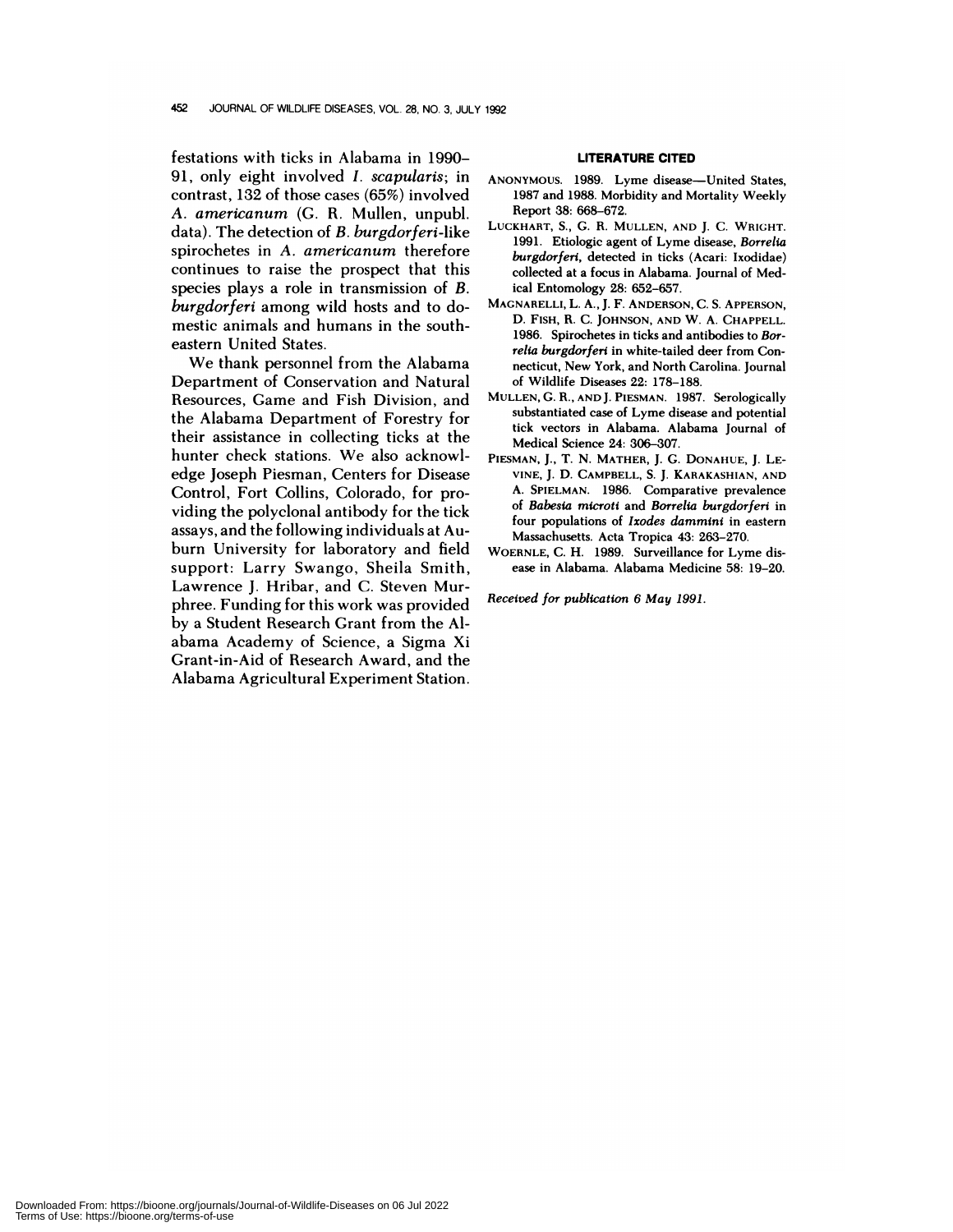festations with ticks in Alabama in 1990–91, only eight involved *I. scapularis*; in contrast, 132 of those cases (65%) involved *A. americanum* (G. R. Mullen, unpubl. data). The detection of *B. burgdorferi*-like spirochetes in *A. americanum* therefore continues to raise the prospect that this species plays a role in transmission of *B. burgdorferi* among wild hosts and to domestic animals and humans in the southeastern United States.

We thank personnel from the Alabama Department of Conservation and Natural Resources, Game and Fish Division, and the Alabama Department of Forestry for their assistance in collecting ticks at the hunter check stations. We also acknowledge Joseph Piesman, Centers for Disease Control, Fort Collins, Colorado, for providing the polyclonal antibody for the tick assays, and the following individuals at Auburn University for laboratory and field support: Larry Swango, Sheila Smith, Lawrence J. Hribar, and C. Steven Murphree. Funding for this work was provided by a Student Research Grant from the Alabama Academy of Science, a Sigma Xi Grant-in-Aid of Research Award, and the Alabama Agricultural Experiment Station.

## LITERATURE CITED

ANONYMOUS. 1989. Lyme disease—United States, 1987 and 1988. Morbidity and Mortality Weekly Report 38: 668–672.

LUCKHART, S., G. R. MULLEN, AND J. C. WRIGHT. 1991. Etiologic agent of Lyme disease, *Borrelia burgdorferi*, detected in ticks (Acari: Ixodidae) collected at a focus in Alabama. Journal of Medical Entomology 28: 652–657.

MAGNARELLI, L. A., J. F. ANDERSON, C. S. APPERSON, D. FISH, R. C. JOHNSON, AND W. A. CHAPPELL. 1986. Spirochetes in ticks and antibodies to *Borrelia burgdorferi* in white-tailed deer from Connecticut, New York, and North Carolina. Journal of Wildlife Diseases 22: 178–188.

MULLEN, G. R., AND J. PIESMAN. 1987. Serologically substantiated case of Lyme disease and potential tick vectors in Alabama. Alabama Journal of Medical Science 24: 306–307.

PIESMAN, J., T. N. MATHER, J. G. DONAHUE, J. LEVINE, J. D. CAMPBELL, S. J. KARAKASHIAN, AND A. SPIELMAN. 1986. Comparative prevalence of *Babesia microti* and *Borrelia burgdorferi* in four populations of *Ixodes dammini* in eastern Massachusetts. Acta Tropica 43: 263–270.

WOERNLE, C. H. 1989. Surveillance for Lyme disease in Alabama. Alabama Medicine 58: 19–20.

*Received for publication 6 May 1991.*